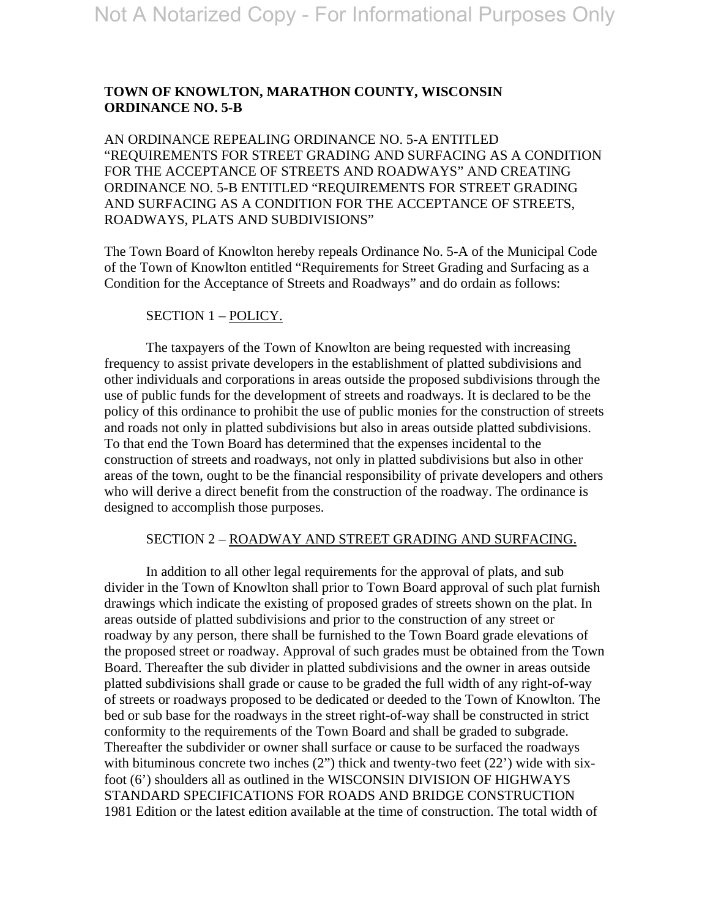**TOWN OF KNOWLTON, MARATHON COUNTY, WISCONSIN**
**ORDINANCE NO. 5-B**

AN ORDINANCE REPEALING ORDINANCE NO. 5-A ENTITLED "REQUIREMENTS FOR STREET GRADING AND SURFACING AS A CONDITION FOR THE ACCEPTANCE OF STREETS AND ROADWAYS" AND CREATING ORDINANCE NO. 5-B ENTITLED "REQUIREMENTS FOR STREET GRADING AND SURFACING AS A CONDITION FOR THE ACCEPTANCE OF STREETS, ROADWAYS, PLATS AND SUBDIVISIONS"

The Town Board of Knowlton hereby repeals Ordinance No. 5-A of the Municipal Code of the Town of Knowlton entitled "Requirements for Street Grading and Surfacing as a Condition for the Acceptance of Streets and Roadways" and do ordain as follows:

SECTION 1 – POLICY.

The taxpayers of the Town of Knowlton are being requested with increasing frequency to assist private developers in the establishment of platted subdivisions and other individuals and corporations in areas outside the proposed subdivisions through the use of public funds for the development of streets and roadways. It is declared to be the policy of this ordinance to prohibit the use of public monies for the construction of streets and roads not only in platted subdivisions but also in areas outside platted subdivisions. To that end the Town Board has determined that the expenses incidental to the construction of streets and roadways, not only in platted subdivisions but also in other areas of the town, ought to be the financial responsibility of private developers and others who will derive a direct benefit from the construction of the roadway. The ordinance is designed to accomplish those purposes.

SECTION 2 – ROADWAY AND STREET GRADING AND SURFACING.

In addition to all other legal requirements for the approval of plats, and sub divider in the Town of Knowlton shall prior to Town Board approval of such plat furnish drawings which indicate the existing of proposed grades of streets shown on the plat. In areas outside of platted subdivisions and prior to the construction of any street or roadway by any person, there shall be furnished to the Town Board grade elevations of the proposed street or roadway. Approval of such grades must be obtained from the Town Board. Thereafter the sub divider in platted subdivisions and the owner in areas outside platted subdivisions shall grade or cause to be graded the full width of any right-of-way of streets or roadways proposed to be dedicated or deeded to the Town of Knowlton. The bed or sub base for the roadways in the street right-of-way shall be constructed in strict conformity to the requirements of the Town Board and shall be graded to subgrade. Thereafter the subdivider or owner shall surface or cause to be surfaced the roadways with bituminous concrete two inches (2") thick and twenty-two feet (22') wide with six-foot (6') shoulders all as outlined in the WISCONSIN DIVISION OF HIGHWAYS STANDARD SPECIFICATIONS FOR ROADS AND BRIDGE CONSTRUCTION 1981 Edition or the latest edition available at the time of construction. The total width of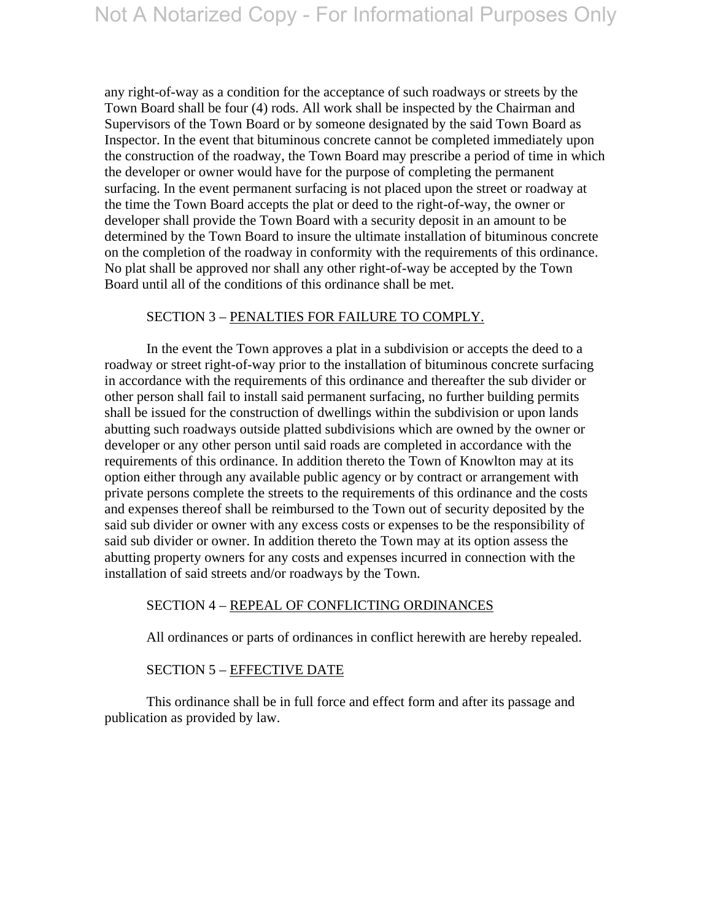any right-of-way as a condition for the acceptance of such roadways or streets by the Town Board shall be four (4) rods. All work shall be inspected by the Chairman and Supervisors of the Town Board or by someone designated by the said Town Board as Inspector. In the event that bituminous concrete cannot be completed immediately upon the construction of the roadway, the Town Board may prescribe a period of time in which the developer or owner would have for the purpose of completing the permanent surfacing. In the event permanent surfacing is not placed upon the street or roadway at the time the Town Board accepts the plat or deed to the right-of-way, the owner or developer shall provide the Town Board with a security deposit in an amount to be determined by the Town Board to insure the ultimate installation of bituminous concrete on the completion of the roadway in conformity with the requirements of this ordinance. No plat shall be approved nor shall any other right-of-way be accepted by the Town Board until all of the conditions of this ordinance shall be met.

SECTION 3 – PENALTIES FOR FAILURE TO COMPLY.

In the event the Town approves a plat in a subdivision or accepts the deed to a roadway or street right-of-way prior to the installation of bituminous concrete surfacing in accordance with the requirements of this ordinance and thereafter the sub divider or other person shall fail to install said permanent surfacing, no further building permits shall be issued for the construction of dwellings within the subdivision or upon lands abutting such roadways outside platted subdivisions which are owned by the owner or developer or any other person until said roads are completed in accordance with the requirements of this ordinance. In addition thereto the Town of Knowlton may at its option either through any available public agency or by contract or arrangement with private persons complete the streets to the requirements of this ordinance and the costs and expenses thereof shall be reimbursed to the Town out of security deposited by the said sub divider or owner with any excess costs or expenses to be the responsibility of said sub divider or owner. In addition thereto the Town may at its option assess the abutting property owners for any costs and expenses incurred in connection with the installation of said streets and/or roadways by the Town.

SECTION 4 – REPEAL OF CONFLICTING ORDINANCES

All ordinances or parts of ordinances in conflict herewith are hereby repealed.

SECTION 5 – EFFECTIVE DATE

This ordinance shall be in full force and effect form and after its passage and publication as provided by law.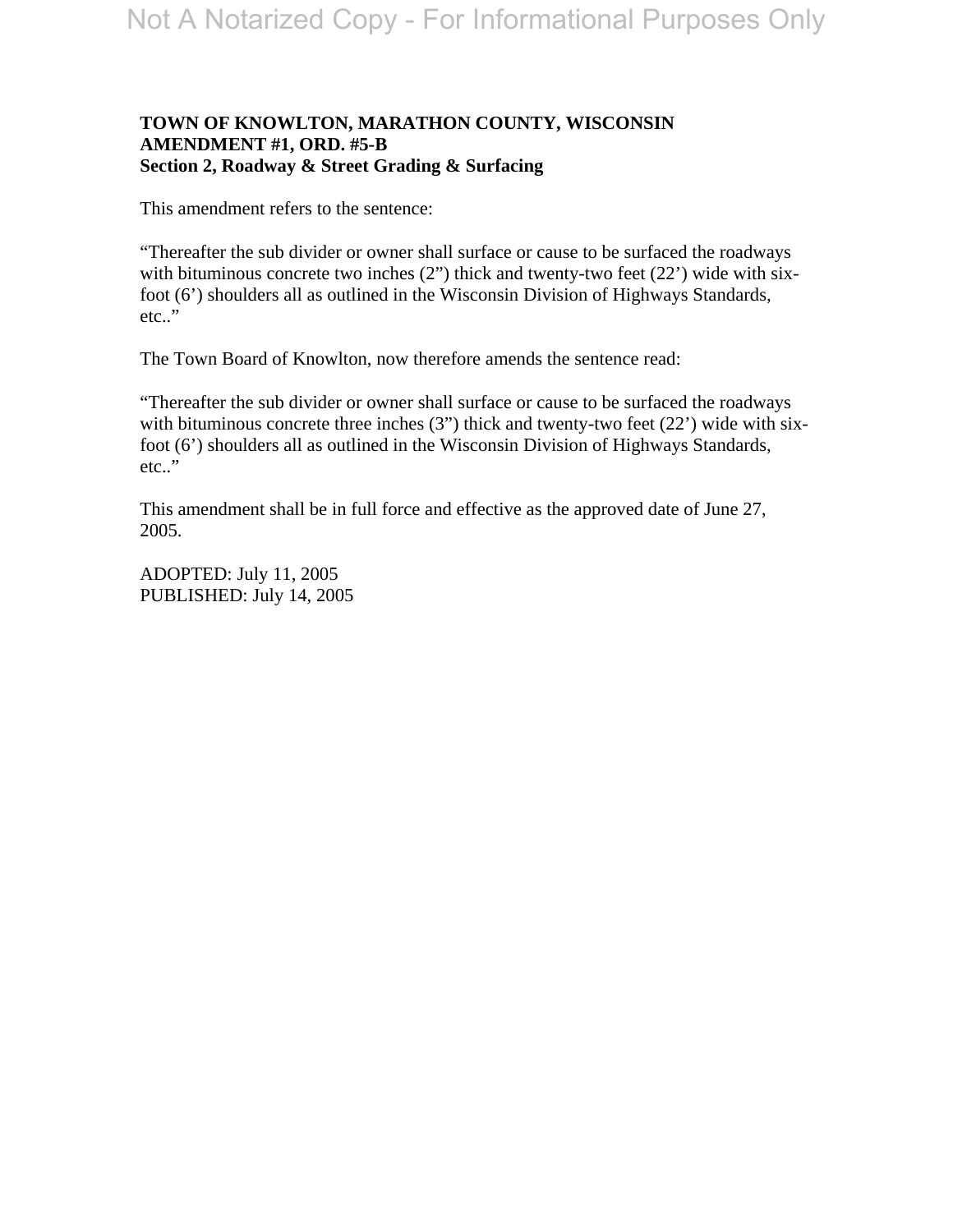**TOWN OF KNOWLTON, MARATHON COUNTY, WISCONSIN**
**AMENDMENT #1, ORD. #5-B**
**Section 2, Roadway & Street Grading & Surfacing**

This amendment refers to the sentence:

"Thereafter the sub divider or owner shall surface or cause to be surfaced the roadways with bituminous concrete two inches (2") thick and twenty-two feet (22') wide with six-foot (6') shoulders all as outlined in the Wisconsin Division of Highways Standards, etc.."

The Town Board of Knowlton, now therefore amends the sentence read:

"Thereafter the sub divider or owner shall surface or cause to be surfaced the roadways with bituminous concrete three inches (3") thick and twenty-two feet (22') wide with six-foot (6') shoulders all as outlined in the Wisconsin Division of Highways Standards, etc.."

This amendment shall be in full force and effective as the approved date of June 27, 2005.

ADOPTED: July 11, 2005
PUBLISHED: July 14, 2005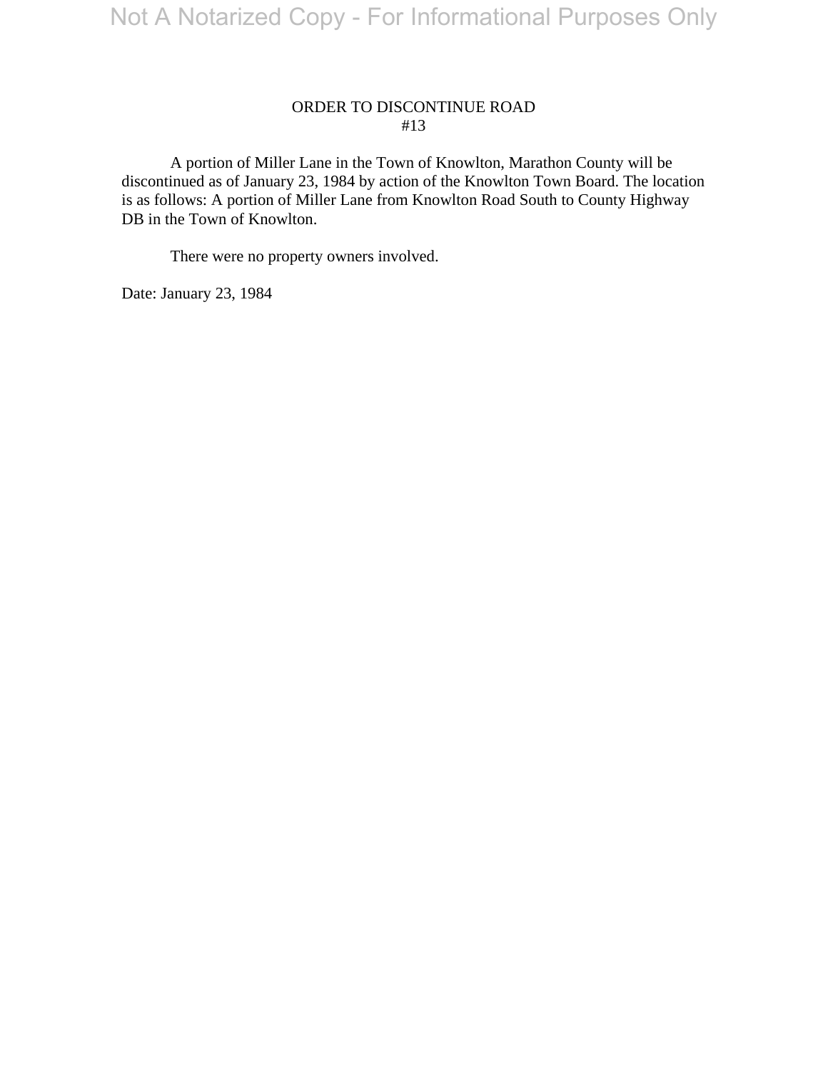Not A Notarized Copy - For Informational Purposes Only

# ORDER TO DISCONTINUE ROAD
## #13

A portion of Miller Lane in the Town of Knowlton, Marathon County will be discontinued as of January 23, 1984 by action of the Knowlton Town Board. The location is as follows: A portion of Miller Lane from Knowlton Road South to County Highway DB in the Town of Knowlton.

There were no property owners involved.

Date: January 23, 1984